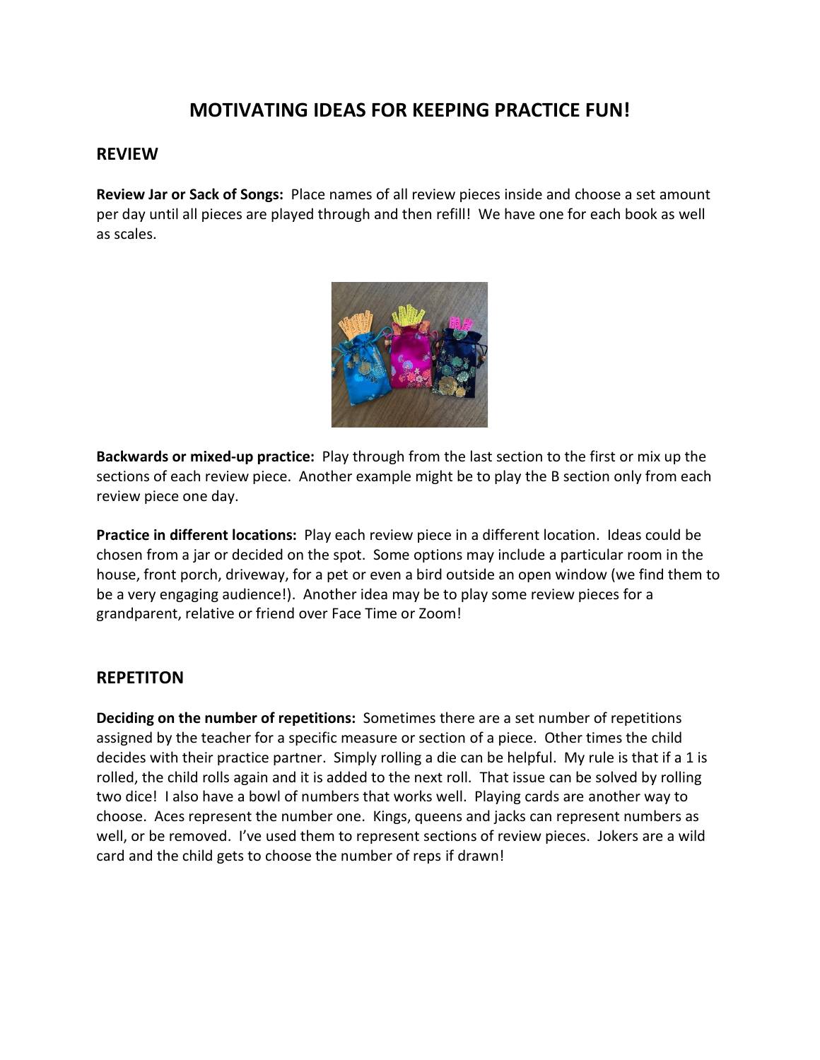# MOTIVATING IDEAS FOR KEEPING PRACTICE FUN!

## REVIEW

**Review Jar or Sack of Songs:** Place names of all review pieces inside and choose a set amount per day until all pieces are played through and then refill! We have one for each book as well as scales.

**Backwards or mixed-up practice:** Play through from the last section to the first or mix up the sections of each review piece. Another example might be to play the B section only from each review piece one day.

**Practice in different locations:** Play each review piece in a different location. Ideas could be chosen from a jar or decided on the spot. Some options may include a particular room in the house, front porch, driveway, for a pet or even a bird outside an open window (we find them to be a very engaging audience!). Another idea may be to play some review pieces for a grandparent, relative or friend over Face Time or Zoom!

## REPETITON

**Deciding on the number of repetitions:** Sometimes there are a set number of repetitions assigned by the teacher for a specific measure or section of a piece. Other times the child decides with their practice partner. Simply rolling a die can be helpful. My rule is that if a 1 is rolled, the child rolls again and it is added to the next roll. That issue can be solved by rolling two dice! I also have a bowl of numbers that works well. Playing cards are another way to choose. Aces represent the number one. Kings, queens and jacks can represent numbers as well, or be removed. I've used them to represent sections of review pieces. Jokers are a wild card and the child gets to choose the number of reps if drawn!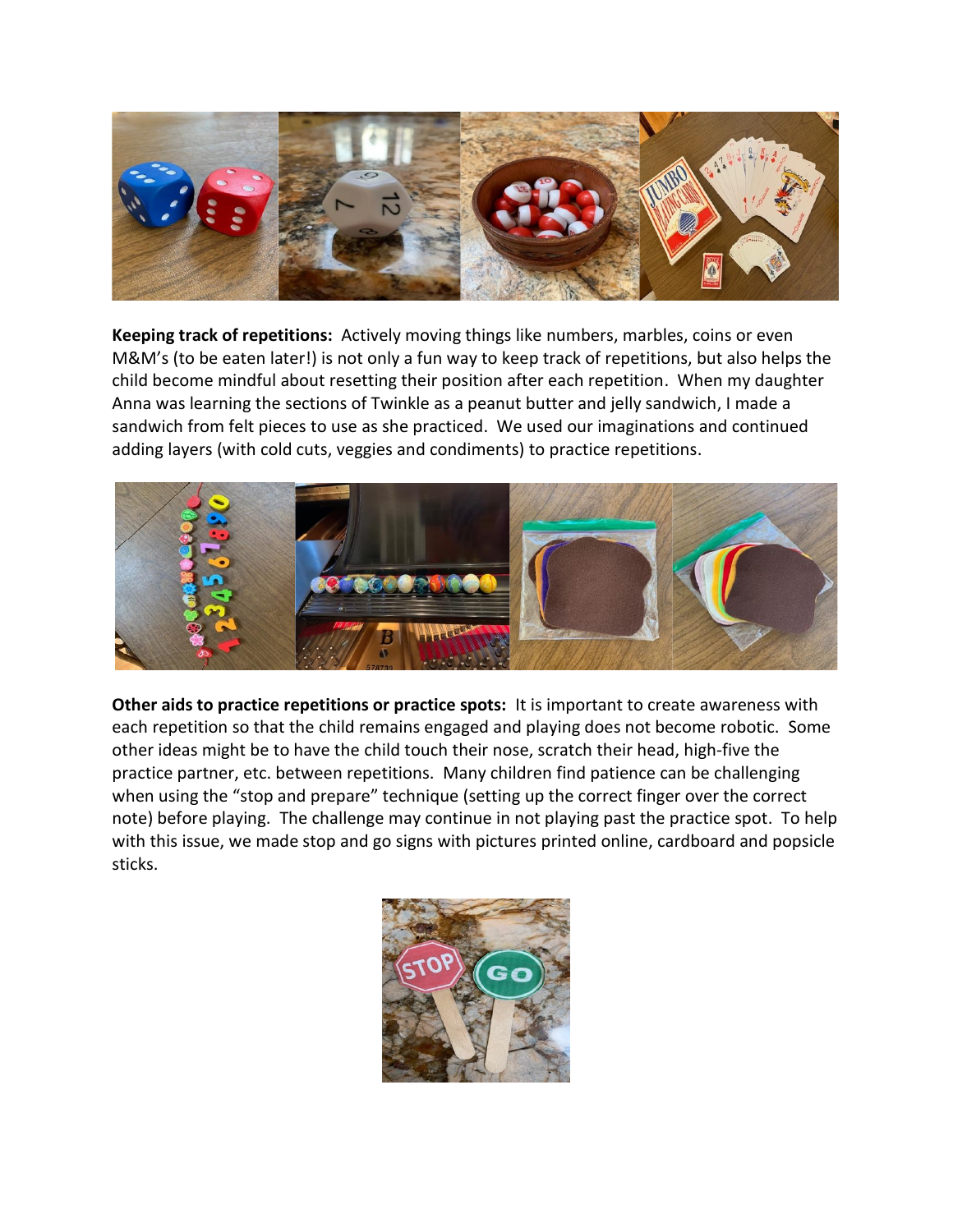**Keeping track of repetitions:** Actively moving things like numbers, marbles, coins or even M&M's (to be eaten later!) is not only a fun way to keep track of repetitions, but also helps the child become mindful about resetting their position after each repetition. When my daughter Anna was learning the sections of Twinkle as a peanut butter and jelly sandwich, I made a sandwich from felt pieces to use as she practiced. We used our imaginations and continued adding layers (with cold cuts, veggies and condiments) to practice repetitions.

**Other aids to practice repetitions or practice spots:** It is important to create awareness with each repetition so that the child remains engaged and playing does not become robotic. Some other ideas might be to have the child touch their nose, scratch their head, high-five the practice partner, etc. between repetitions. Many children find patience can be challenging when using the "stop and prepare" technique (setting up the correct finger over the correct note) before playing. The challenge may continue in not playing past the practice spot. To help with this issue, we made stop and go signs with pictures printed online, cardboard and popsicle sticks.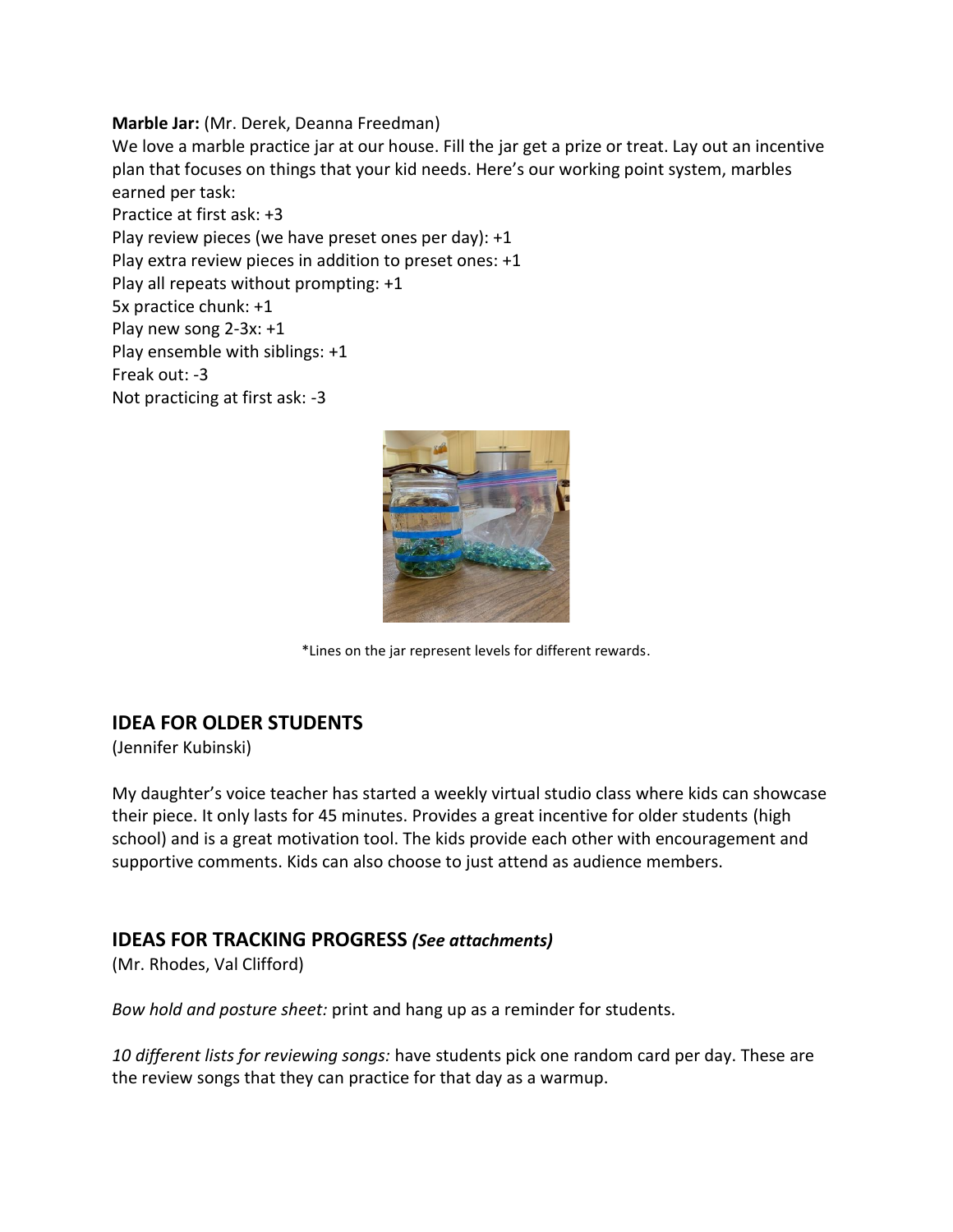**Marble Jar:** (Mr. Derek, Deanna Freedman)

We love a marble practice jar at our house. Fill the jar get a prize or treat. Lay out an incentive plan that focuses on things that your kid needs. Here's our working point system, marbles earned per task:

Practice at first ask: +3  
Play review pieces (we have preset ones per day): +1  
Play extra review pieces in addition to preset ones: +1  
Play all repeats without prompting: +1  
5x practice chunk: +1  
Play new song 2-3x: +1  
Play ensemble with siblings: +1  
Freak out: -3  
Not practicing at first ask: -3

*Lines on the jar represent levels for different rewards.

## IDEA FOR OLDER STUDENTS

(Jennifer Kubinski)

My daughter's voice teacher has started a weekly virtual studio class where kids can showcase their piece. It only lasts for 45 minutes. Provides a great incentive for older students (high school) and is a great motivation tool. The kids provide each other with encouragement and supportive comments. Kids can also choose to just attend as audience members.

## IDEAS FOR TRACKING PROGRESS *(See attachments)*

(Mr. Rhodes, Val Clifford)

*Bow hold and posture sheet:* print and hang up as a reminder for students.

*10 different lists for reviewing songs:* have students pick one random card per day. These are the review songs that they can practice for that day as a warmup.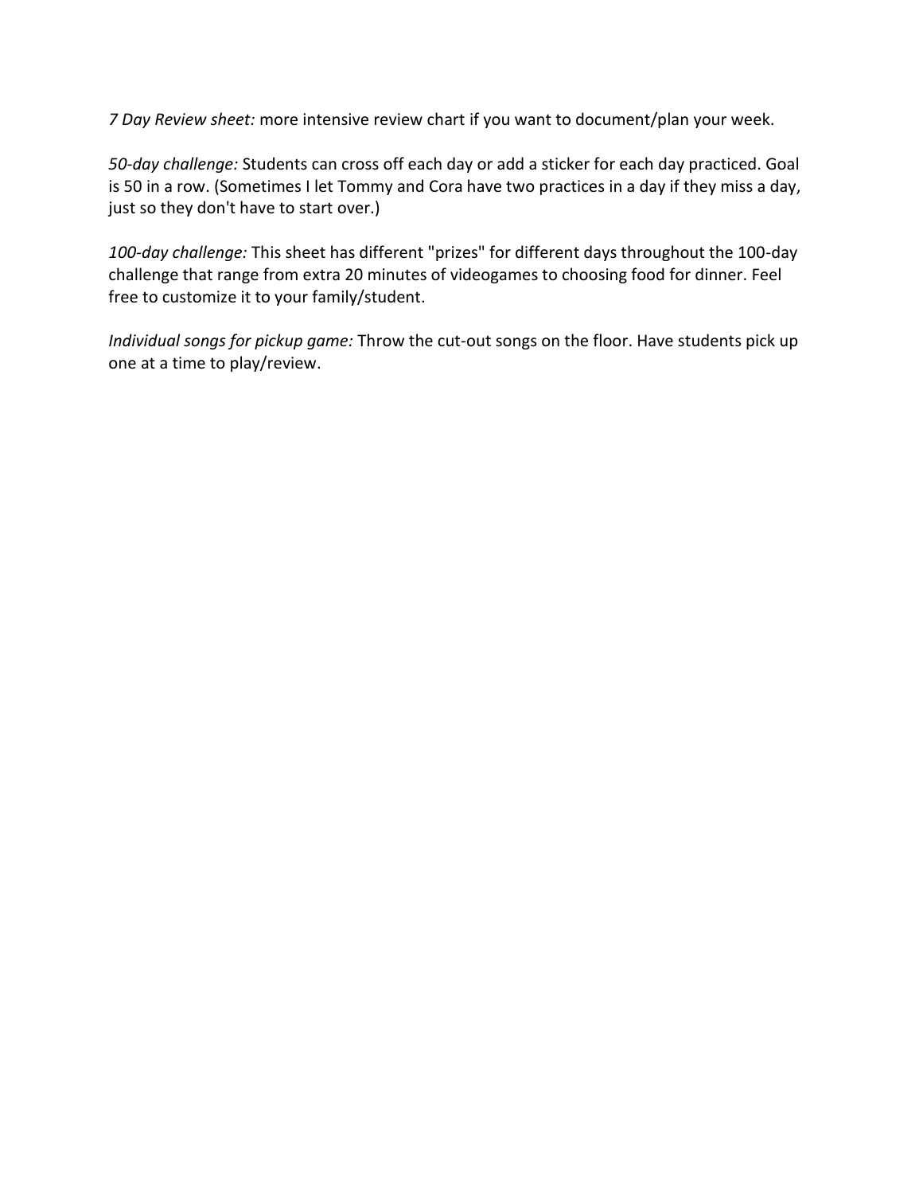*7 Day Review sheet:* more intensive review chart if you want to document/plan your week.

*50-day challenge:* Students can cross off each day or add a sticker for each day practiced. Goal is 50 in a row. (Sometimes I let Tommy and Cora have two practices in a day if they miss a day, just so they don't have to start over.)

*100-day challenge:* This sheet has different "prizes" for different days throughout the 100-day challenge that range from extra 20 minutes of videogames to choosing food for dinner. Feel free to customize it to your family/student.

*Individual songs for pickup game:* Throw the cut-out songs on the floor. Have students pick up one at a time to play/review.